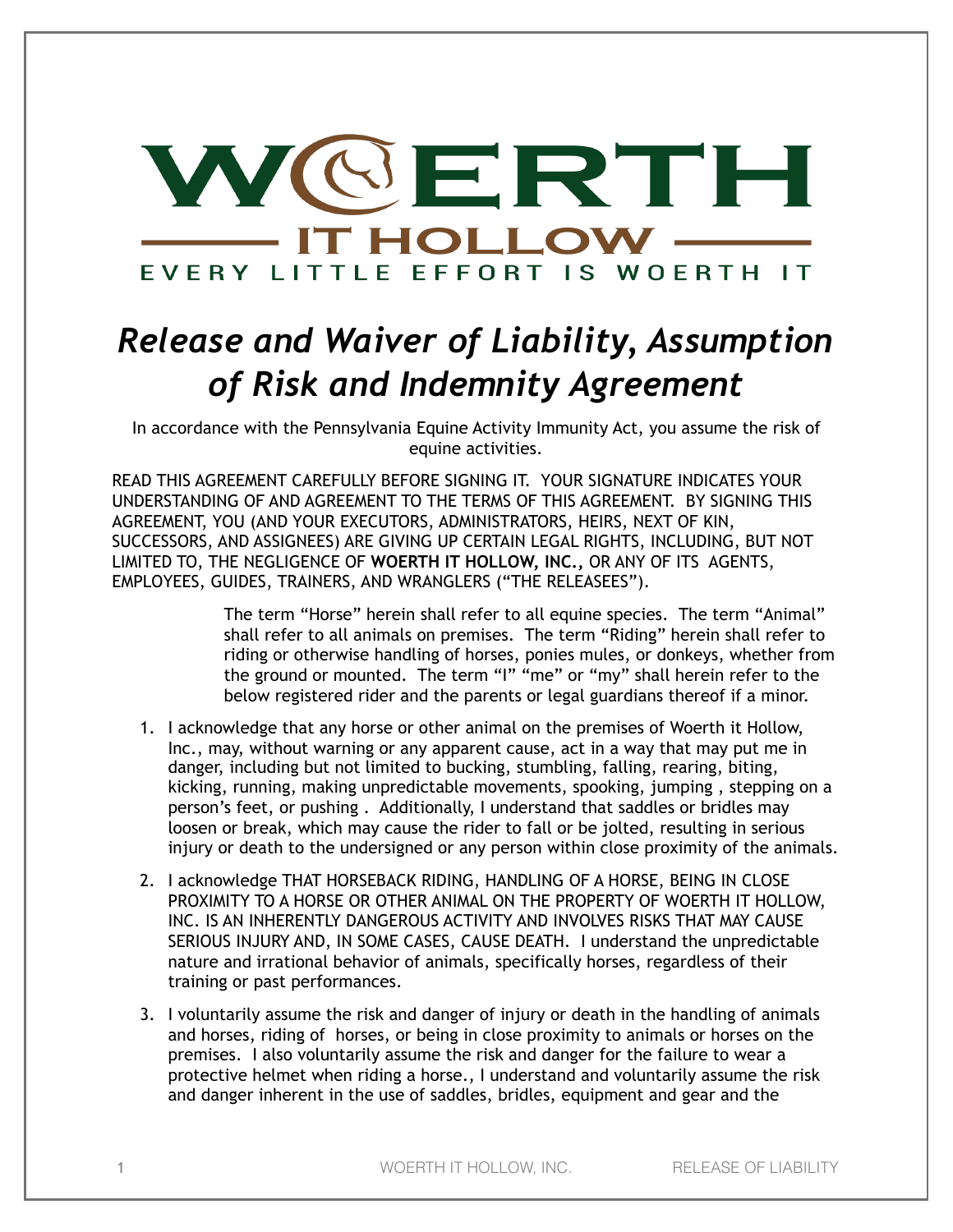# WOERTH IT HOLLOW

EVERY LITTLE EFFORT IS WOERTH IT

# *Release and Waiver of Liability, Assumption of Risk and Indemnity Agreement*

In accordance with the Pennsylvania Equine Activity Immunity Act, you assume the risk of equine activities.

READ THIS AGREEMENT CAREFULLY BEFORE SIGNING IT. YOUR SIGNATURE INDICATES YOUR UNDERSTANDING OF AND AGREEMENT TO THE TERMS OF THIS AGREEMENT. BY SIGNING THIS AGREEMENT, YOU (AND YOUR EXECUTORS, ADMINISTRATORS, HEIRS, NEXT OF KIN, SUCCESSORS, AND ASSIGNEES) ARE GIVING UP CERTAIN LEGAL RIGHTS, INCLUDING, BUT NOT LIMITED TO, THE NEGLIGENCE OF **WOERTH IT HOLLOW, INC.,** OR ANY OF ITS AGENTS, EMPLOYEES, GUIDES, TRAINERS, AND WRANGLERS ("THE RELEASEES").

> The term "Horse" herein shall refer to all equine species. The term "Animal" shall refer to all animals on premises. The term "Riding" herein shall refer to riding or otherwise handling of horses, ponies mules, or donkeys, whether from the ground or mounted. The term "I" "me" or "my" shall herein refer to the below registered rider and the parents or legal guardians thereof if a minor.

1. I acknowledge that any horse or other animal on the premises of Woerth it Hollow, Inc., may, without warning or any apparent cause, act in a way that may put me in danger, including but not limited to bucking, stumbling, falling, rearing, biting, kicking, running, making unpredictable movements, spooking, jumping , stepping on a person's feet, or pushing . Additionally, I understand that saddles or bridles may loosen or break, which may cause the rider to fall or be jolted, resulting in serious injury or death to the undersigned or any person within close proximity of the animals.
2. I acknowledge THAT HORSEBACK RIDING, HANDLING OF A HORSE, BEING IN CLOSE PROXIMITY TO A HORSE OR OTHER ANIMAL ON THE PROPERTY OF WOERTH IT HOLLOW, INC. IS AN INHERENTLY DANGEROUS ACTIVITY AND INVOLVES RISKS THAT MAY CAUSE SERIOUS INJURY AND, IN SOME CASES, CAUSE DEATH. I understand the unpredictable nature and irrational behavior of animals, specifically horses, regardless of their training or past performances.
3. I voluntarily assume the risk and danger of injury or death in the handling of animals and horses, riding of horses, or being in close proximity to animals or horses on the premises. I also voluntarily assume the risk and danger for the failure to wear a protective helmet when riding a horse., I understand and voluntarily assume the risk and danger inherent in the use of saddles, bridles, equipment and gear and the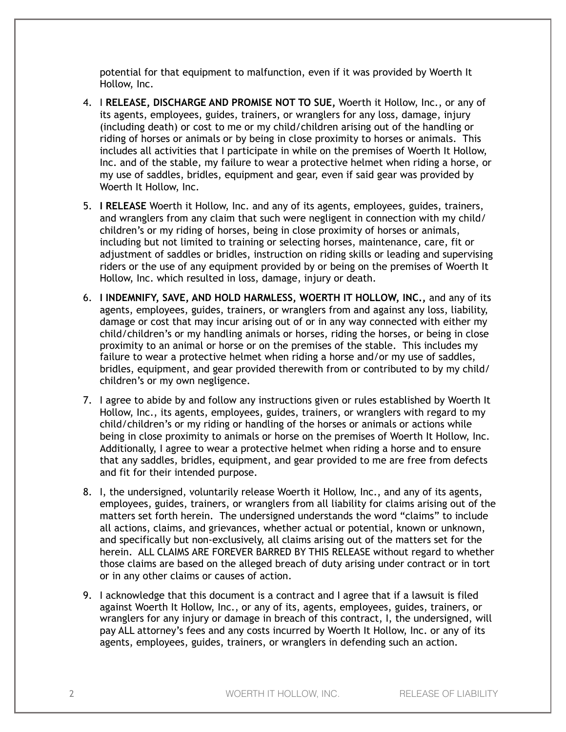potential for that equipment to malfunction, even if it was provided by Woerth It Hollow, Inc.

4. I **RELEASE, DISCHARGE AND PROMISE NOT TO SUE,** Woerth it Hollow, Inc., or any of its agents, employees, guides, trainers, or wranglers for any loss, damage, injury (including death) or cost to me or my child/children arising out of the handling or riding of horses or animals or by being in close proximity to horses or animals. This includes all activities that I participate in while on the premises of Woerth It Hollow, Inc. and of the stable, my failure to wear a protective helmet when riding a horse, or my use of saddles, bridles, equipment and gear, even if said gear was provided by Woerth It Hollow, Inc.

5. **I RELEASE** Woerth it Hollow, Inc. and any of its agents, employees, guides, trainers, and wranglers from any claim that such were negligent in connection with my child/children's or my riding of horses, being in close proximity of horses or animals, including but not limited to training or selecting horses, maintenance, care, fit or adjustment of saddles or bridles, instruction on riding skills or leading and supervising riders or the use of any equipment provided by or being on the premises of Woerth It Hollow, Inc. which resulted in loss, damage, injury or death.

6. **I INDEMNIFY, SAVE, AND HOLD HARMLESS, WOERTH IT HOLLOW, INC.,** and any of its agents, employees, guides, trainers, or wranglers from and against any loss, liability, damage or cost that may incur arising out of or in any way connected with either my child/children's or my handling animals or horses, riding the horses, or being in close proximity to an animal or horse or on the premises of the stable. This includes my failure to wear a protective helmet when riding a horse and/or my use of saddles, bridles, equipment, and gear provided therewith from or contributed to by my child/children's or my own negligence.

7. I agree to abide by and follow any instructions given or rules established by Woerth It Hollow, Inc., its agents, employees, guides, trainers, or wranglers with regard to my child/children's or my riding or handling of the horses or animals or actions while being in close proximity to animals or horse on the premises of Woerth It Hollow, Inc. Additionally, I agree to wear a protective helmet when riding a horse and to ensure that any saddles, bridles, equipment, and gear provided to me are free from defects and fit for their intended purpose.

8. I, the undersigned, voluntarily release Woerth it Hollow, Inc., and any of its agents, employees, guides, trainers, or wranglers from all liability for claims arising out of the matters set forth herein. The undersigned understands the word "claims" to include all actions, claims, and grievances, whether actual or potential, known or unknown, and specifically but non-exclusively, all claims arising out of the matters set for the herein. ALL CLAIMS ARE FOREVER BARRED BY THIS RELEASE without regard to whether those claims are based on the alleged breach of duty arising under contract or in tort or in any other claims or causes of action.

9. I acknowledge that this document is a contract and I agree that if a lawsuit is filed against Woerth It Hollow, Inc., or any of its, agents, employees, guides, trainers, or wranglers for any injury or damage in breach of this contract, I, the undersigned, will pay ALL attorney's fees and any costs incurred by Woerth It Hollow, Inc. or any of its agents, employees, guides, trainers, or wranglers in defending such an action.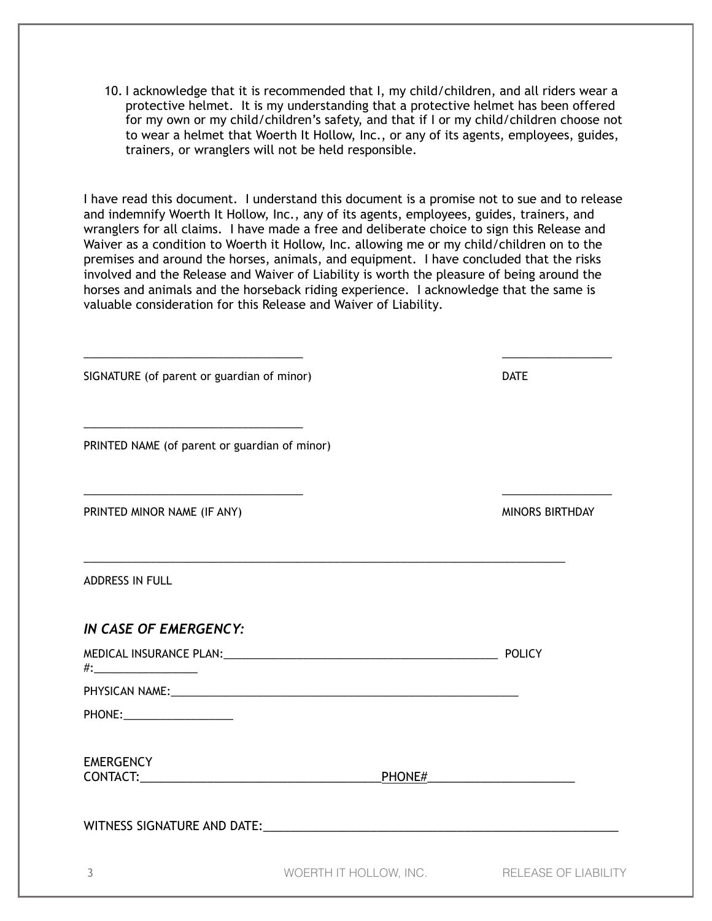10. I acknowledge that it is recommended that I, my child/children, and all riders wear a protective helmet. It is my understanding that a protective helmet has been offered for my own or my child/children's safety, and that if I or my child/children choose not to wear a helmet that Woerth It Hollow, Inc., or any of its agents, employees, guides, trainers, or wranglers will not be held responsible.

I have read this document. I understand this document is a promise not to sue and to release and indemnify Woerth It Hollow, Inc., any of its agents, employees, guides, trainers, and wranglers for all claims. I have made a free and deliberate choice to sign this Release and Waiver as a condition to Woerth it Hollow, Inc. allowing me or my child/children on to the premises and around the horses, animals, and equipment. I have concluded that the risks involved and the Release and Waiver of Liability is worth the pleasure of being around the horses and animals and the horseback riding experience. I acknowledge that the same is valuable consideration for this Release and Waiver of Liability.

___________________________________ ________________

SIGNATURE (of parent or guardian of minor) DATE

___________________________________

PRINTED NAME (of parent or guardian of minor)

___________________________________ ________________

PRINTED MINOR NAME (IF ANY) MINORS BIRTHDAY

_____________________________________________________________________________

ADDRESS IN FULL

***IN CASE OF EMERGENCY:***

MEDICAL INSURANCE PLAN:____________________________________________ POLICY #:________________

PHYSICAN NAME:_______________________________________________________

PHONE:_________________

EMERGENCY CONTACT:_____________________________________PHONE#_____________________

WITNESS SIGNATURE AND DATE:_______________________________________________________